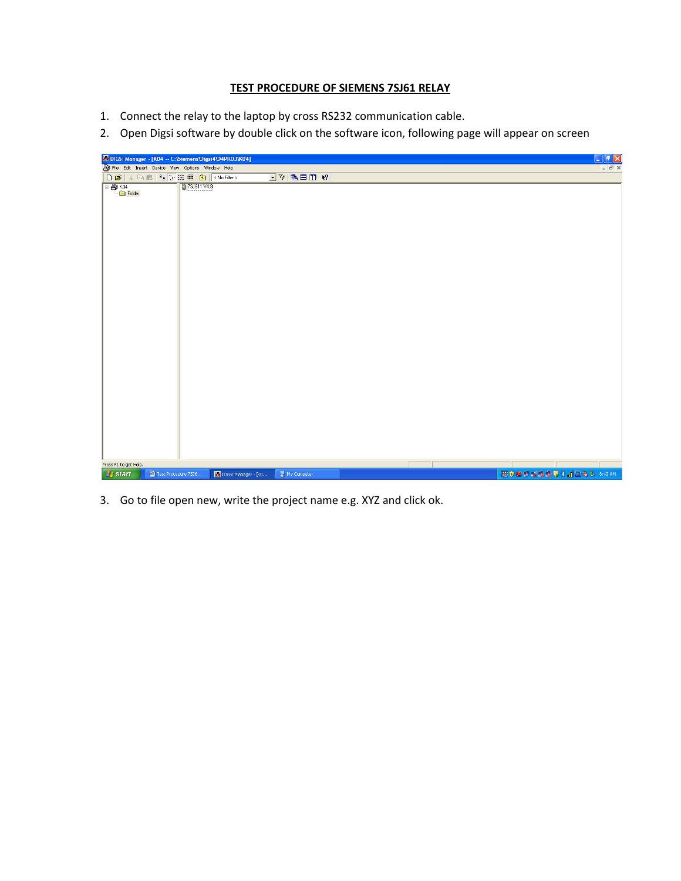# TEST PROCEDURE OF SIEMENS 7SJ61 RELAY

1. Connect the relay to the laptop by cross RS232 communication cable.
2. Open Digsi software by double click on the software icon, following page will appear on screen
3. Go to file open new, write the project name e.g. XYZ and click ok.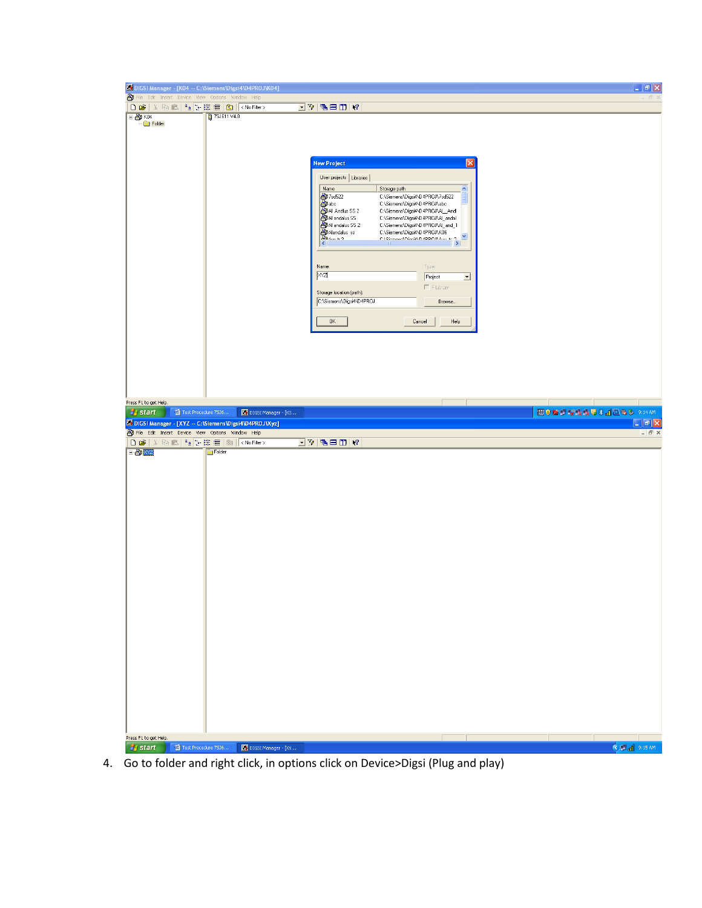4. Go to folder and right click, in options click on Device>Digsi (Plug and play)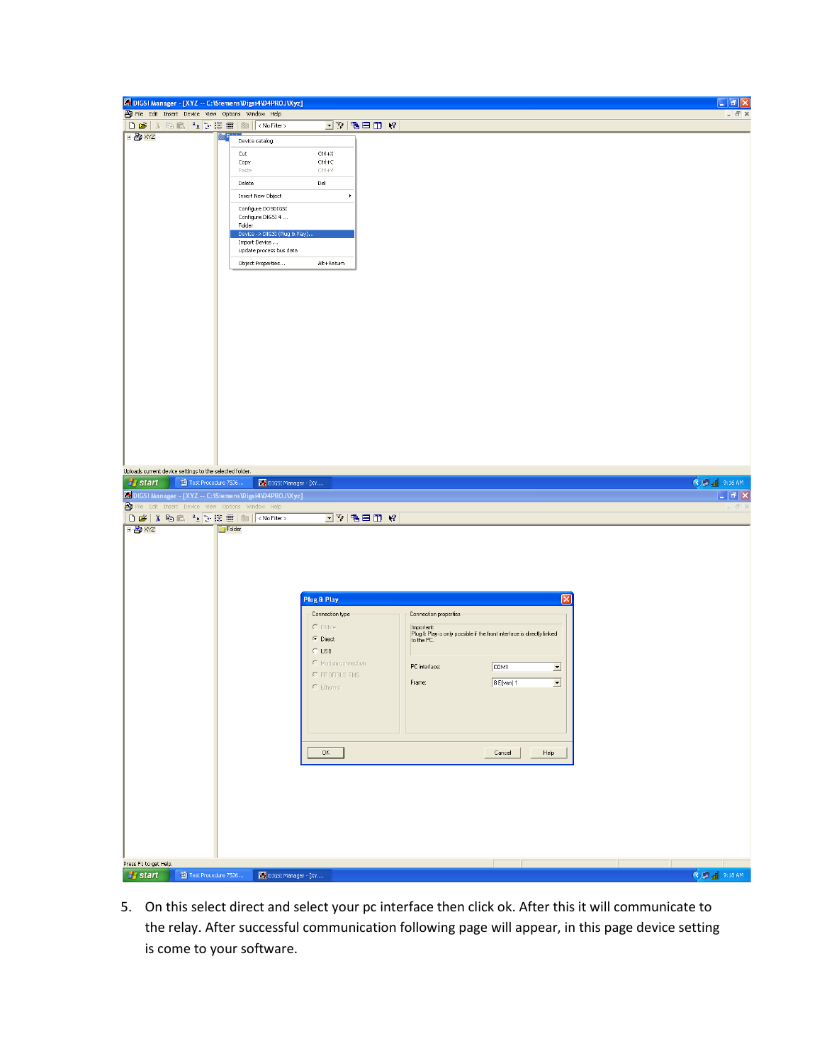5. On this select direct and select your pc interface then click ok. After this it will communicate to the relay. After successful communication following page will appear, in this page device setting is come to your software.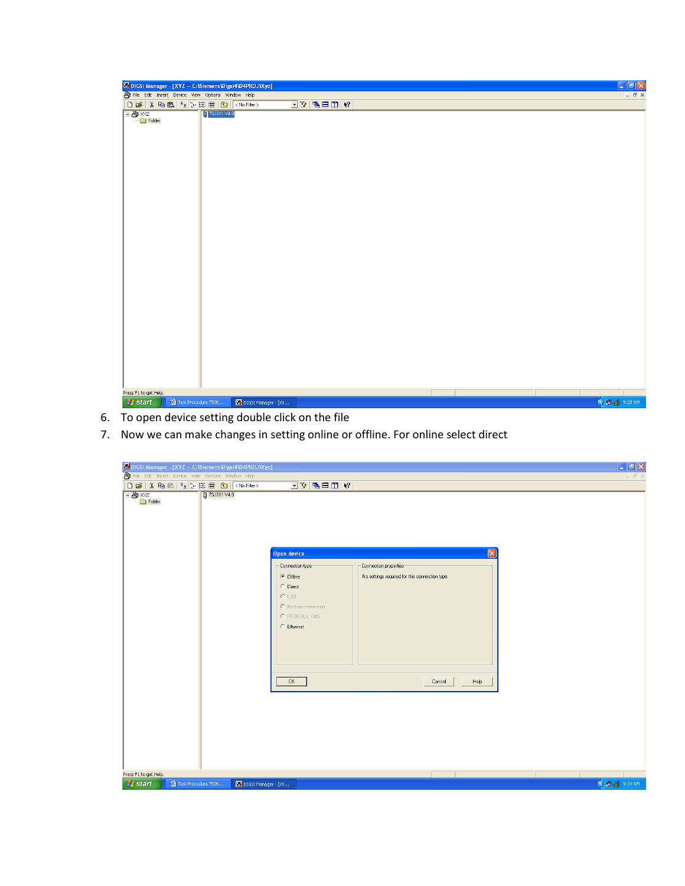6. To open device setting double click on the file
7. Now we can make changes in setting online or offline. For online select direct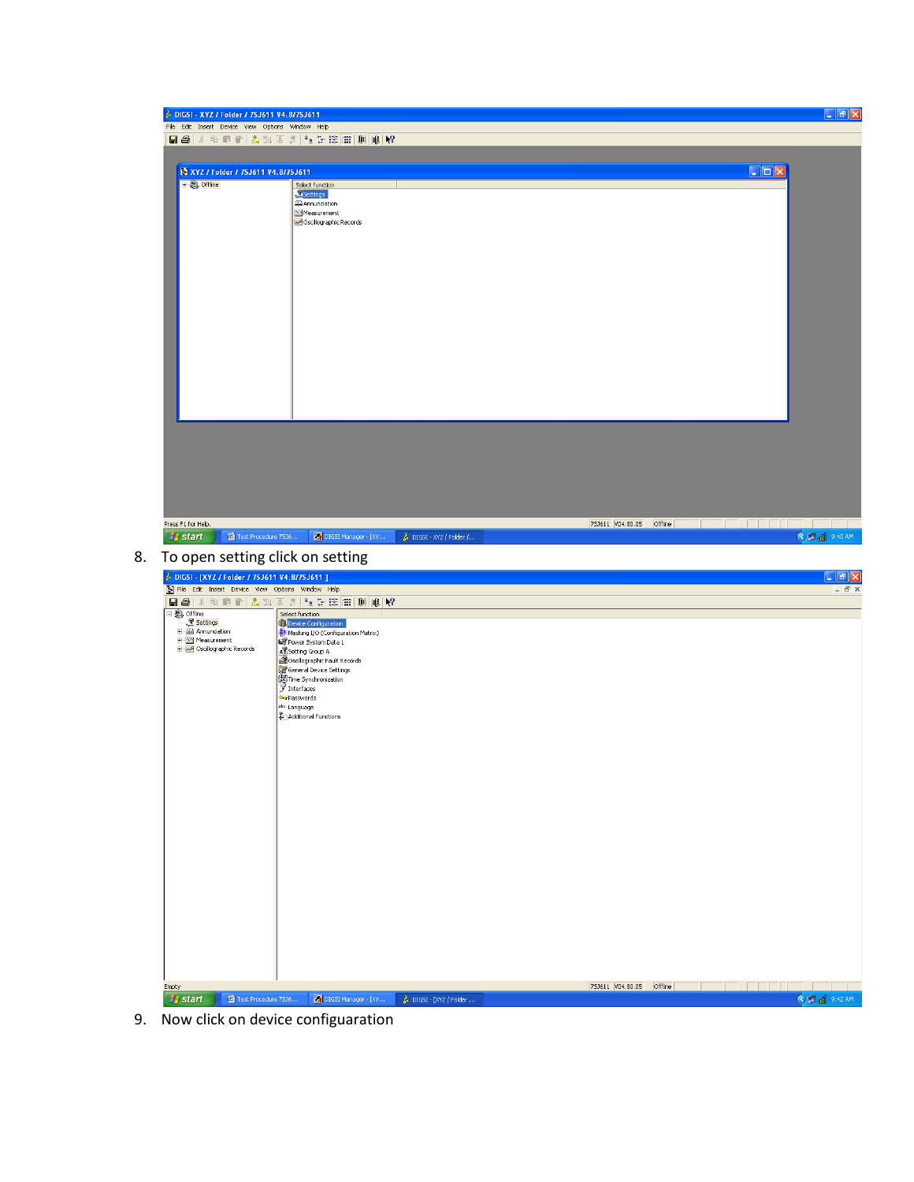8. To open setting click on setting

9. Now click on device configuaration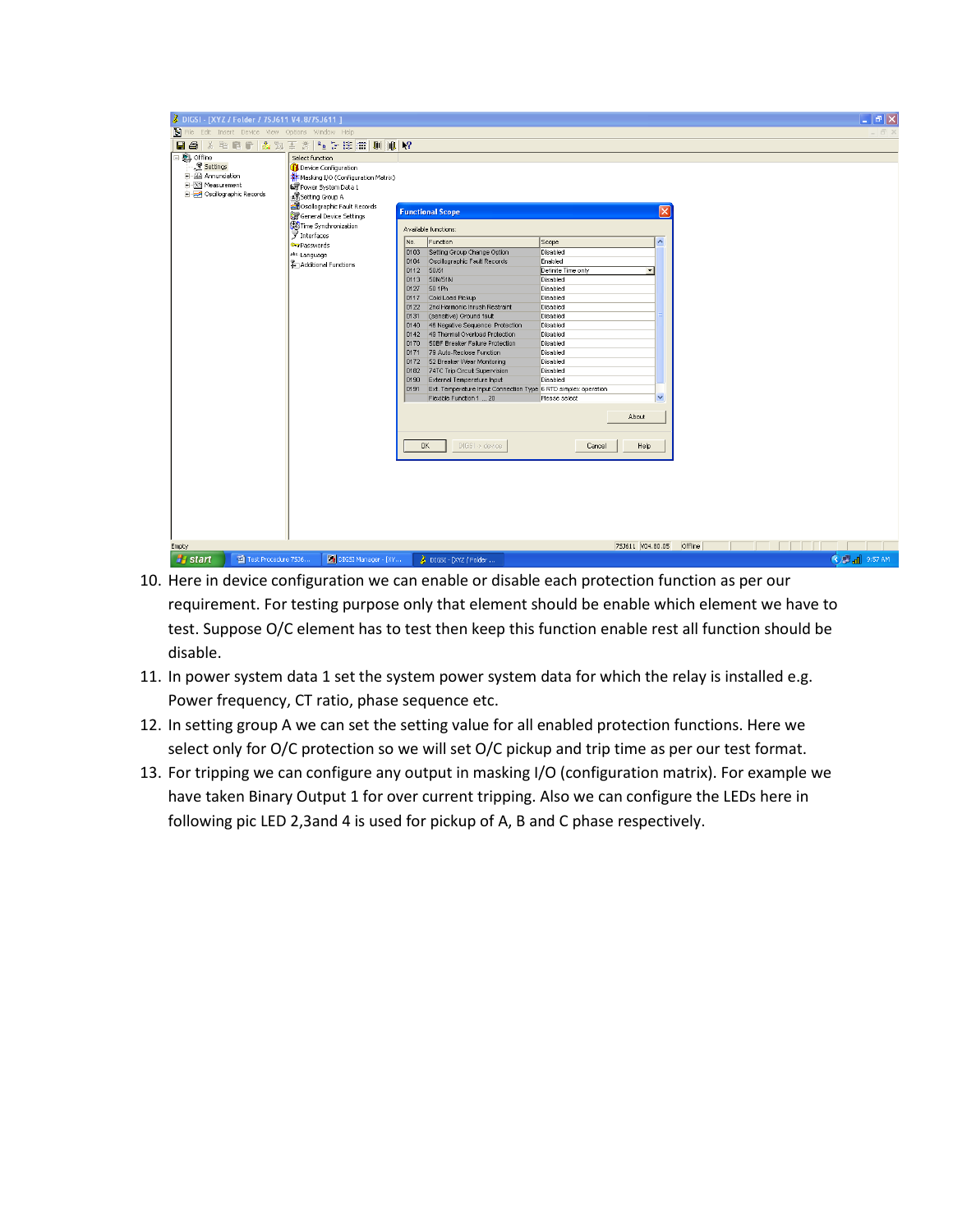10. Here in device configuration we can enable or disable each protection function as per our requirement. For testing purpose only that element should be enable which element we have to test. Suppose O/C element has to test then keep this function enable rest all function should be disable.
11. In power system data 1 set the system power system data for which the relay is installed e.g. Power frequency, CT ratio, phase sequence etc.
12. In setting group A we can set the setting value for all enabled protection functions. Here we select only for O/C protection so we will set O/C pickup and trip time as per our test format.
13. For tripping we can configure any output in masking I/O (configuration matrix). For example we have taken Binary Output 1 for over current tripping. Also we can configure the LEDs here in following pic LED 2,3and 4 is used for pickup of A, B and C phase respectively.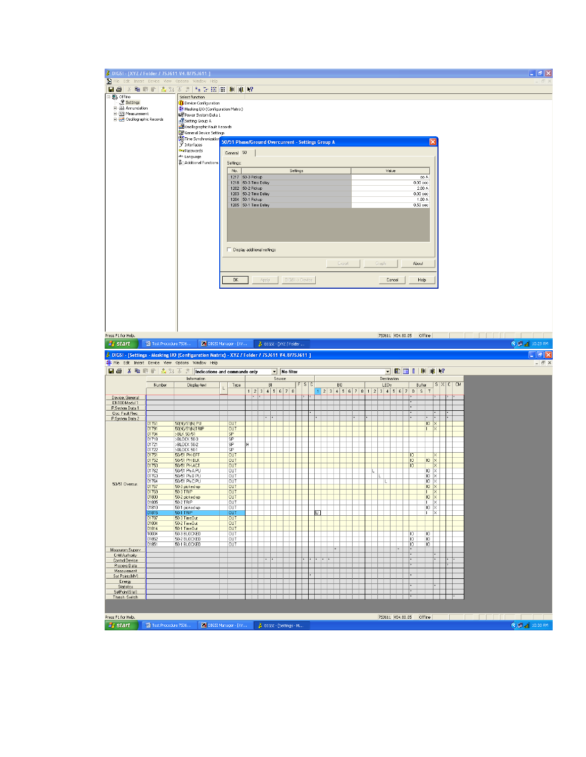DIGSI - [XYZ / Folder / 7SJ611 V4.8/7SJ611 ]

File Edit Insert Device View Options Window Help

- Offline
  - Settings
  - Annunciation
  - Measurement
  - Oscillographic Records

Select function

- Device Configuration
- Masking I/O (Configuration Matrix)
- Power System Data 1
- Setting Group A
- Oscillographic Fault Records
- General Device Settings
- Time Synchronization
- Interfaces
- Passwords
- Language
- Additional Functions

**50/51 Phase/Ground Overcurrent - Settings Group A**

General | 50

Settings:

| No. | Settings | Value |
|---|---|---|
| 1217 | 50-3 Pickup | ∞ A |
| 1218 | 50-3 Time Delay | 0.00 sec |
| 1202 | 50-2 Pickup | 2.00 A |
| 1203 | 50-2 Time Delay | 0.00 sec |
| 1204 | 50-1 Pickup | 1.00 A |
| 1205 | 50-1 Time Delay | 0.50 sec |

☐ Display additional settings

Export | Graph | About

OK | Apply | DIGSI -> Device | Cancel | Help

Press F1 for Help. 7SJ611 V04.80.05 Offline

start | Test Procedure 7SJ6... | DIGSI Manager - [XY... | DIGSI - [XYZ / Folder ... 10:29 AM

---

DIGSI - [Settings - Masking I/O (Configuration Matrix) - XYZ / Folder / 7SJ611 V4.8/7SJ611 ]

File Edit Insert Device View Options Window Help

Indications and commands only | No filter

Groups: Device, General; EN100Modul 1; P.System Data 1; Osc. Fault Rec.; P.System Data 2; 50/51 Overcur.; Measurem.Superv; Cntrl Authority; Control Device; Process Data; Measurement; Set Points(MV); Energy; Statistics; SetPoint(Stat); Thresh.-Switch

**50/51 Overcur.**

| Number | Display text | Type | BI 1 | BO 1 | LEDs | Buffer O | Buffer T | S |
|---|---|---|---|---|---|---|---|---|
| 01761 | 50(N)/51(N) PU | OUT | | | | | IO | X |
| 01791 | 50(N)/51(N)TRIP | OUT | | | | | I | X |
| 01704 | >BLK 50/51 | SP | | | | | | |
| 01718 | >BLOCK 50-3 | SP | | | | | | |
| 01721 | >BLOCK 50-2 | SP | H | | | | | |
| 01722 | >BLOCK 50-1 | SP | | | | | | |
| 01751 | 50/51 PH OFF | OUT | | | | IO | | X |
| 01752 | 50/51 PH BLK | OUT | | | | IO | IO | X |
| 01753 | 50/51 PH ACT | OUT | | | | IO | | X |
| 01762 | 50/51 Ph A PU | OUT | | | L | | IO | X |
| 01763 | 50/51 Ph B PU | OUT | | | L | | IO | X |
| 01764 | 50/51 Ph C PU | OUT | | | L | | IO | X |
| 01767 | 50-3 picked up | OUT | | | | | IO | X |
| 01769 | 50-3 TRIP | OUT | | | | | I | X |
| 01800 | 50-2 picked up | OUT | | | | | IO | X |
| 01805 | 50-2 TRIP | OUT | | | | | I | X |
| 01810 | 50-1 picked up | OUT | | | | | IO | X |
| 01815 | 50-1 TRIP | OUT | | U | | | I | X |
| 01787 | 50-3 TimeOut | OUT | | | | | | |
| 01804 | 50-2 TimeOut | OUT | | | | | | |
| 01814 | 50-1 TimeOut | OUT | | | | | | |
| 10034 | 50-3 BLOCKED | OUT | | | | IO | IO | |
| 01852 | 50-2 BLOCKED | OUT | | | | IO | IO | |
| 01851 | 50-1 BLOCKED | OUT | | | | IO | IO | |

Press F1 for Help. 7SJ611 V04.80.05 Offline

start | Test Procedure 7SJ6... | DIGSI Manager - [XY... | DIGSI - [Settings - M... 10:33 AM